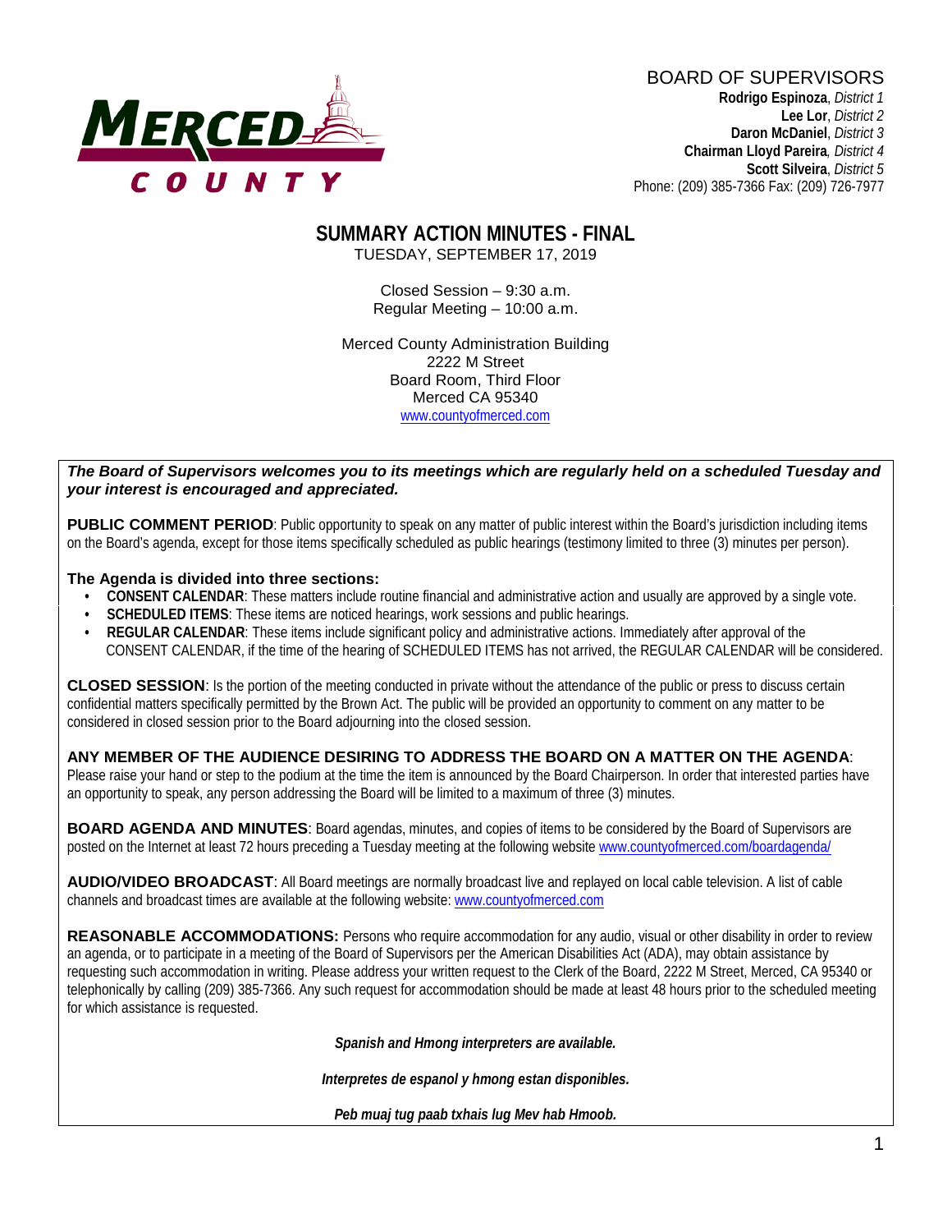MERCED COUNTY

BOARD OF SUPERVISORS
**Rodrigo Espinoza**, *District 1*
**Lee Lor**, *District 2*
**Daron McDaniel**, *District 3*
**Chairman Lloyd Pareira**, *District 4*
**Scott Silveira**, *District 5*
Phone: (209) 385-7366 Fax: (209) 726-7977

# SUMMARY ACTION MINUTES - FINAL

TUESDAY, SEPTEMBER 17, 2019

Closed Session – 9:30 a.m.
Regular Meeting – 10:00 a.m.

Merced County Administration Building
2222 M Street
Board Room, Third Floor
Merced CA 95340
www.countyofmerced.com

***The Board of Supervisors welcomes you to its meetings which are regularly held on a scheduled Tuesday and your interest is encouraged and appreciated.***

**PUBLIC COMMENT PERIOD**: Public opportunity to speak on any matter of public interest within the Board's jurisdiction including items on the Board's agenda, except for those items specifically scheduled as public hearings (testimony limited to three (3) minutes per person).

**The Agenda is divided into three sections:**

- **CONSENT CALENDAR**: These matters include routine financial and administrative action and usually are approved by a single vote.
- **SCHEDULED ITEMS**: These items are noticed hearings, work sessions and public hearings.
- **REGULAR CALENDAR**: These items include significant policy and administrative actions. Immediately after approval of the CONSENT CALENDAR, if the time of the hearing of SCHEDULED ITEMS has not arrived, the REGULAR CALENDAR will be considered.

**CLOSED SESSION**: Is the portion of the meeting conducted in private without the attendance of the public or press to discuss certain confidential matters specifically permitted by the Brown Act. The public will be provided an opportunity to comment on any matter to be considered in closed session prior to the Board adjourning into the closed session.

**ANY MEMBER OF THE AUDIENCE DESIRING TO ADDRESS THE BOARD ON A MATTER ON THE AGENDA**: Please raise your hand or step to the podium at the time the item is announced by the Board Chairperson. In order that interested parties have an opportunity to speak, any person addressing the Board will be limited to a maximum of three (3) minutes.

**BOARD AGENDA AND MINUTES**: Board agendas, minutes, and copies of items to be considered by the Board of Supervisors are posted on the Internet at least 72 hours preceding a Tuesday meeting at the following website www.countyofmerced.com/boardagenda/

**AUDIO/VIDEO BROADCAST**: All Board meetings are normally broadcast live and replayed on local cable television. A list of cable channels and broadcast times are available at the following website: www.countyofmerced.com

**REASONABLE ACCOMMODATIONS:** Persons who require accommodation for any audio, visual or other disability in order to review an agenda, or to participate in a meeting of the Board of Supervisors per the American Disabilities Act (ADA), may obtain assistance by requesting such accommodation in writing. Please address your written request to the Clerk of the Board, 2222 M Street, Merced, CA 95340 or telephonically by calling (209) 385-7366. Any such request for accommodation should be made at least 48 hours prior to the scheduled meeting for which assistance is requested.

***Spanish and Hmong interpreters are available.***

***Interpretes de espanol y hmong estan disponibles.***

***Peb muaj tug paab txhais lug Mev hab Hmoob.***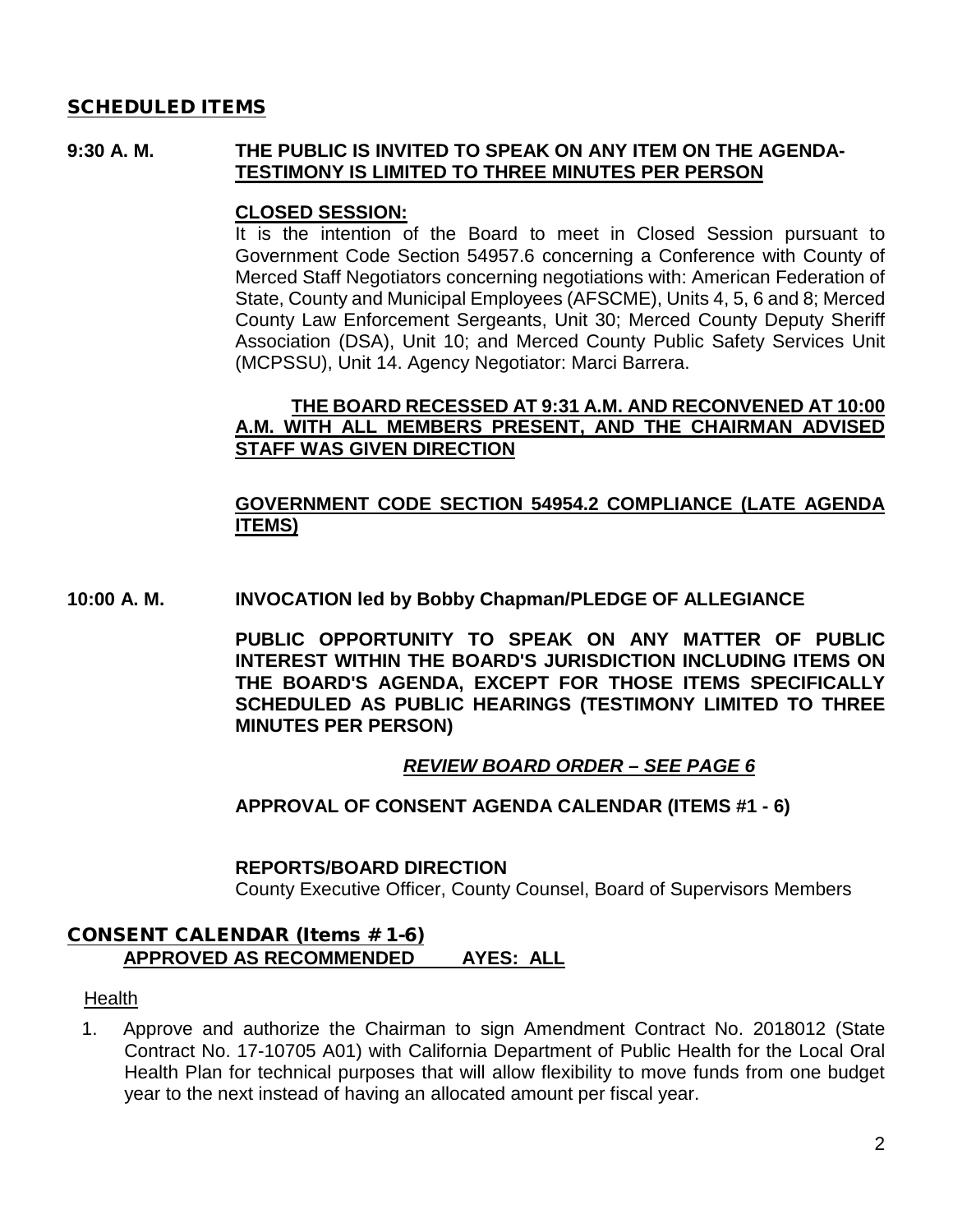## SCHEDULED ITEMS

**9:30 A. M. THE PUBLIC IS INVITED TO SPEAK ON ANY ITEM ON THE AGENDA- TESTIMONY IS LIMITED TO THREE MINUTES PER PERSON**

**CLOSED SESSION:**

It is the intention of the Board to meet in Closed Session pursuant to Government Code Section 54957.6 concerning a Conference with County of Merced Staff Negotiators concerning negotiations with: American Federation of State, County and Municipal Employees (AFSCME), Units 4, 5, 6 and 8; Merced County Law Enforcement Sergeants, Unit 30; Merced County Deputy Sheriff Association (DSA), Unit 10; and Merced County Public Safety Services Unit (MCPSSU), Unit 14. Agency Negotiator: Marci Barrera.

**THE BOARD RECESSED AT 9:31 A.M. AND RECONVENED AT 10:00 A.M. WITH ALL MEMBERS PRESENT, AND THE CHAIRMAN ADVISED STAFF WAS GIVEN DIRECTION**

**GOVERNMENT CODE SECTION 54954.2 COMPLIANCE (LATE AGENDA ITEMS)**

**10:00 A. M. INVOCATION led by Bobby Chapman/PLEDGE OF ALLEGIANCE**

**PUBLIC OPPORTUNITY TO SPEAK ON ANY MATTER OF PUBLIC INTEREST WITHIN THE BOARD'S JURISDICTION INCLUDING ITEMS ON THE BOARD'S AGENDA, EXCEPT FOR THOSE ITEMS SPECIFICALLY SCHEDULED AS PUBLIC HEARINGS (TESTIMONY LIMITED TO THREE MINUTES PER PERSON)**

***REVIEW BOARD ORDER – SEE PAGE 6***

**APPROVAL OF CONSENT AGENDA CALENDAR (ITEMS #1 - 6)**

**REPORTS/BOARD DIRECTION**

County Executive Officer, County Counsel, Board of Supervisors Members

## CONSENT CALENDAR (Items # 1-6)

**APPROVED AS RECOMMENDED AYES: ALL**

Health

1. Approve and authorize the Chairman to sign Amendment Contract No. 2018012 (State Contract No. 17-10705 A01) with California Department of Public Health for the Local Oral Health Plan for technical purposes that will allow flexibility to move funds from one budget year to the next instead of having an allocated amount per fiscal year.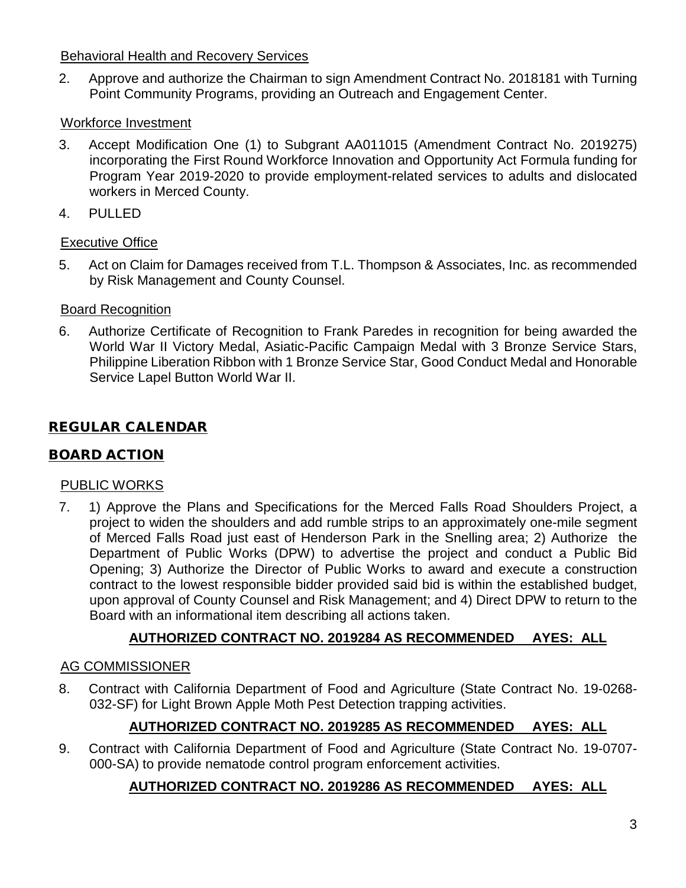Behavioral Health and Recovery Services

2. Approve and authorize the Chairman to sign Amendment Contract No. 2018181 with Turning Point Community Programs, providing an Outreach and Engagement Center.

Workforce Investment

3. Accept Modification One (1) to Subgrant AA011015 (Amendment Contract No. 2019275) incorporating the First Round Workforce Innovation and Opportunity Act Formula funding for Program Year 2019-2020 to provide employment-related services to adults and dislocated workers in Merced County.
4. PULLED

Executive Office

5. Act on Claim for Damages received from T.L. Thompson & Associates, Inc. as recommended by Risk Management and County Counsel.

Board Recognition

6. Authorize Certificate of Recognition to Frank Paredes in recognition for being awarded the World War II Victory Medal, Asiatic-Pacific Campaign Medal with 3 Bronze Service Stars, Philippine Liberation Ribbon with 1 Bronze Service Star, Good Conduct Medal and Honorable Service Lapel Button World War II.

## REGULAR CALENDAR

## BOARD ACTION

PUBLIC WORKS

7. 1) Approve the Plans and Specifications for the Merced Falls Road Shoulders Project, a project to widen the shoulders and add rumble strips to an approximately one-mile segment of Merced Falls Road just east of Henderson Park in the Snelling area; 2) Authorize the Department of Public Works (DPW) to advertise the project and conduct a Public Bid Opening; 3) Authorize the Director of Public Works to award and execute a construction contract to the lowest responsible bidder provided said bid is within the established budget, upon approval of County Counsel and Risk Management; and 4) Direct DPW to return to the Board with an informational item describing all actions taken.

**AUTHORIZED CONTRACT NO. 2019284 AS RECOMMENDED AYES: ALL**

AG COMMISSIONER

8. Contract with California Department of Food and Agriculture (State Contract No. 19-0268-032-SF) for Light Brown Apple Moth Pest Detection trapping activities.

**AUTHORIZED CONTRACT NO. 2019285 AS RECOMMENDED AYES: ALL**

9. Contract with California Department of Food and Agriculture (State Contract No. 19-0707-000-SA) to provide nematode control program enforcement activities.

**AUTHORIZED CONTRACT NO. 2019286 AS RECOMMENDED AYES: ALL**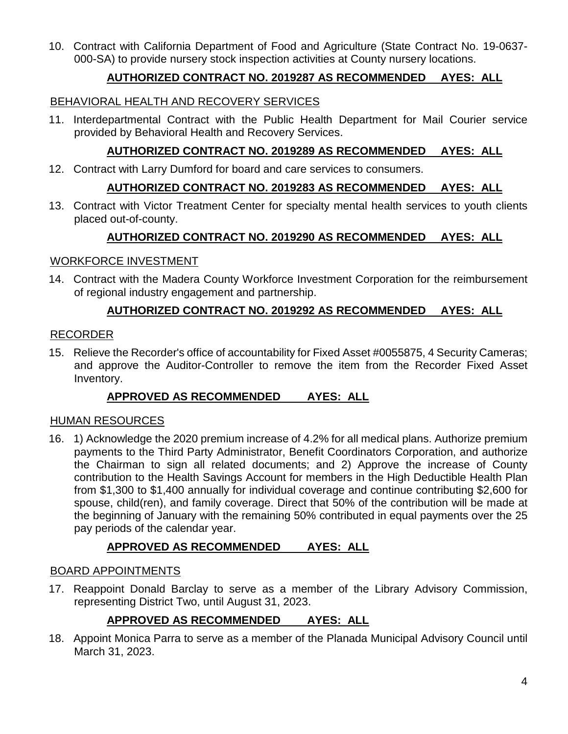10. Contract with California Department of Food and Agriculture (State Contract No. 19-0637-000-SA) to provide nursery stock inspection activities at County nursery locations.

**AUTHORIZED CONTRACT NO. 2019287 AS RECOMMENDED AYES: ALL**

BEHAVIORAL HEALTH AND RECOVERY SERVICES

11. Interdepartmental Contract with the Public Health Department for Mail Courier service provided by Behavioral Health and Recovery Services.

**AUTHORIZED CONTRACT NO. 2019289 AS RECOMMENDED AYES: ALL**

12. Contract with Larry Dumford for board and care services to consumers.

**AUTHORIZED CONTRACT NO. 2019283 AS RECOMMENDED AYES: ALL**

13. Contract with Victor Treatment Center for specialty mental health services to youth clients placed out-of-county.

**AUTHORIZED CONTRACT NO. 2019290 AS RECOMMENDED AYES: ALL**

WORKFORCE INVESTMENT

14. Contract with the Madera County Workforce Investment Corporation for the reimbursement of regional industry engagement and partnership.

**AUTHORIZED CONTRACT NO. 2019292 AS RECOMMENDED AYES: ALL**

RECORDER

15. Relieve the Recorder's office of accountability for Fixed Asset #0055875, 4 Security Cameras; and approve the Auditor-Controller to remove the item from the Recorder Fixed Asset Inventory.

**APPROVED AS RECOMMENDED AYES: ALL**

HUMAN RESOURCES

16. 1) Acknowledge the 2020 premium increase of 4.2% for all medical plans. Authorize premium payments to the Third Party Administrator, Benefit Coordinators Corporation, and authorize the Chairman to sign all related documents; and 2) Approve the increase of County contribution to the Health Savings Account for members in the High Deductible Health Plan from $1,300 to $1,400 annually for individual coverage and continue contributing $2,600 for spouse, child(ren), and family coverage. Direct that 50% of the contribution will be made at the beginning of January with the remaining 50% contributed in equal payments over the 25 pay periods of the calendar year.

**APPROVED AS RECOMMENDED AYES: ALL**

BOARD APPOINTMENTS

17. Reappoint Donald Barclay to serve as a member of the Library Advisory Commission, representing District Two, until August 31, 2023.

**APPROVED AS RECOMMENDED AYES: ALL**

18. Appoint Monica Parra to serve as a member of the Planada Municipal Advisory Council until March 31, 2023.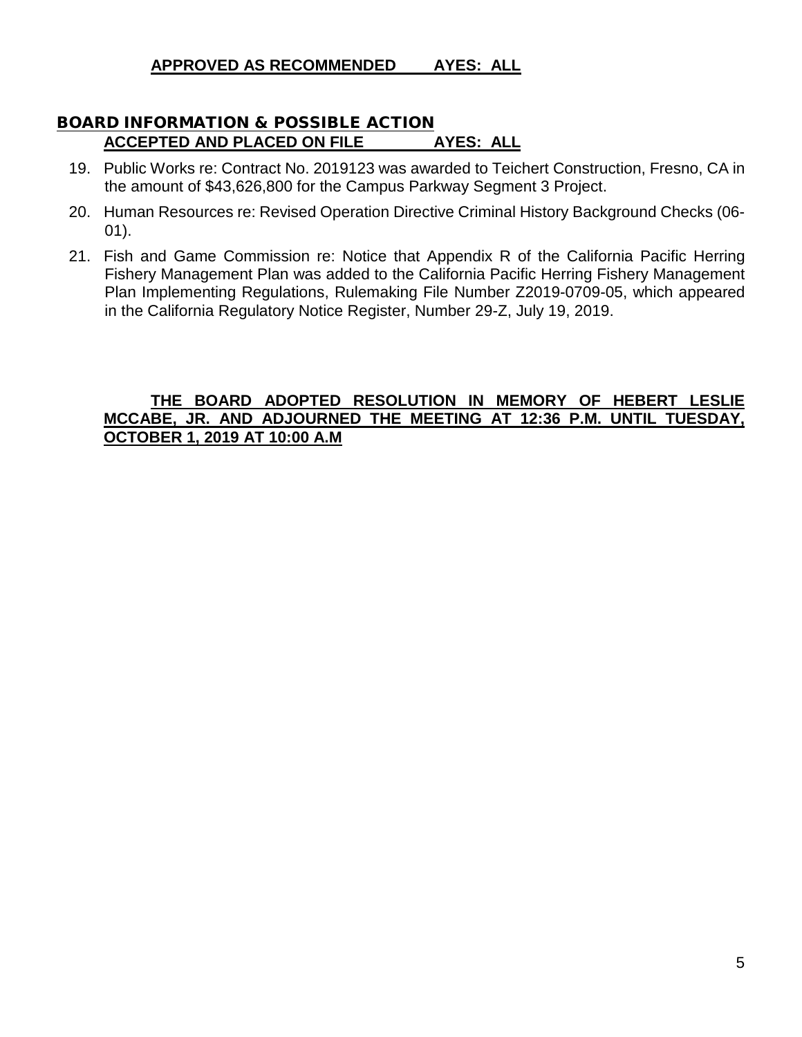**APPROVED AS RECOMMENDED AYES: ALL**

## BOARD INFORMATION & POSSIBLE ACTION

**ACCEPTED AND PLACED ON FILE AYES: ALL**

19. Public Works re: Contract No. 2019123 was awarded to Teichert Construction, Fresno, CA in the amount of $43,626,800 for the Campus Parkway Segment 3 Project.
20. Human Resources re: Revised Operation Directive Criminal History Background Checks (06-01).
21. Fish and Game Commission re: Notice that Appendix R of the California Pacific Herring Fishery Management Plan was added to the California Pacific Herring Fishery Management Plan Implementing Regulations, Rulemaking File Number Z2019-0709-05, which appeared in the California Regulatory Notice Register, Number 29-Z, July 19, 2019.

**THE BOARD ADOPTED RESOLUTION IN MEMORY OF HEBERT LESLIE MCCABE, JR. AND ADJOURNED THE MEETING AT 12:36 P.M. UNTIL TUESDAY, OCTOBER 1, 2019 AT 10:00 A.M**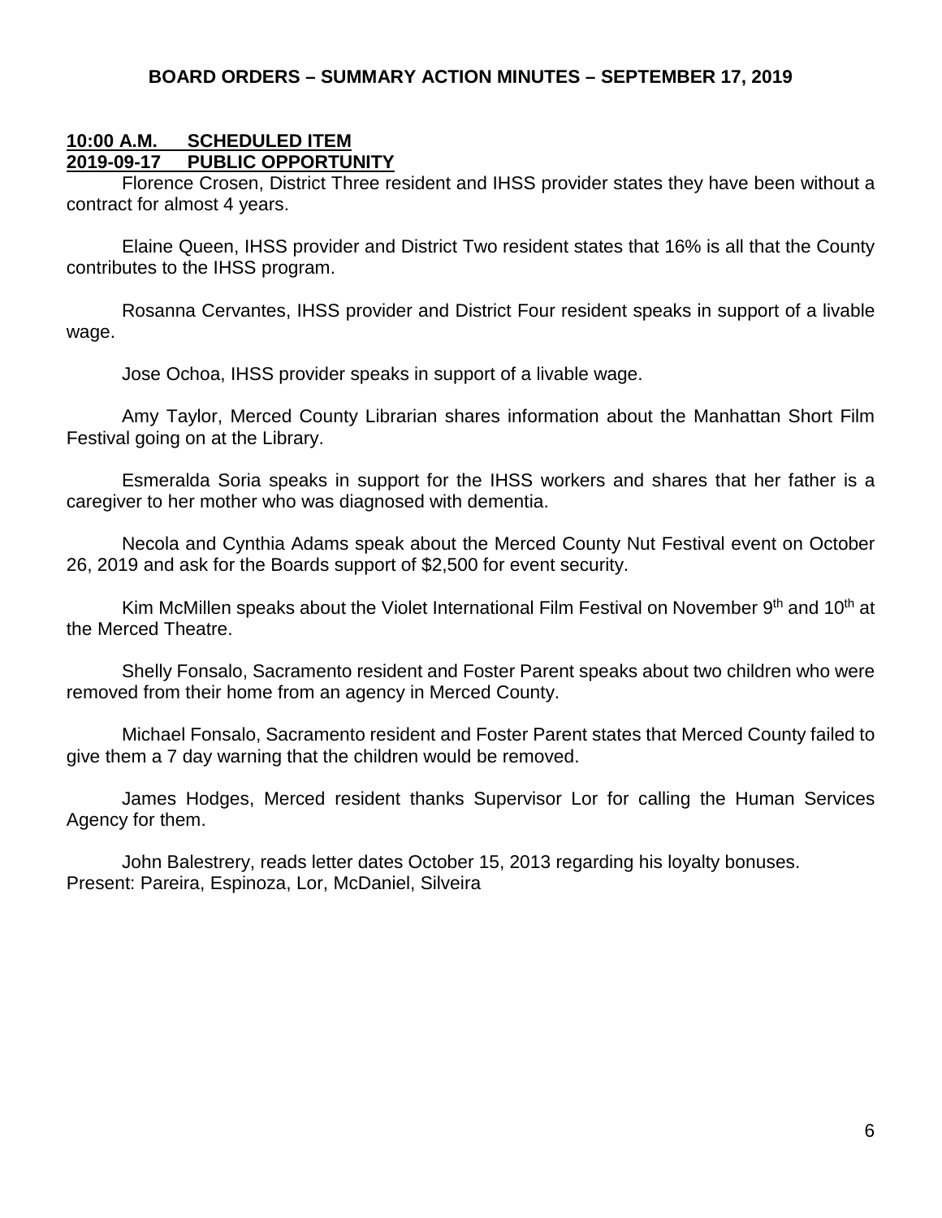**BOARD ORDERS – SUMMARY ACTION MINUTES – SEPTEMBER 17, 2019**

**10:00 A.M. SCHEDULED ITEM**
**2019-09-17 PUBLIC OPPORTUNITY**

Florence Crosen, District Three resident and IHSS provider states they have been without a contract for almost 4 years.

Elaine Queen, IHSS provider and District Two resident states that 16% is all that the County contributes to the IHSS program.

Rosanna Cervantes, IHSS provider and District Four resident speaks in support of a livable wage.

Jose Ochoa, IHSS provider speaks in support of a livable wage.

Amy Taylor, Merced County Librarian shares information about the Manhattan Short Film Festival going on at the Library.

Esmeralda Soria speaks in support for the IHSS workers and shares that her father is a caregiver to her mother who was diagnosed with dementia.

Necola and Cynthia Adams speak about the Merced County Nut Festival event on October 26, 2019 and ask for the Boards support of $2,500 for event security.

Kim McMillen speaks about the Violet International Film Festival on November 9th and 10th at the Merced Theatre.

Shelly Fonsalo, Sacramento resident and Foster Parent speaks about two children who were removed from their home from an agency in Merced County.

Michael Fonsalo, Sacramento resident and Foster Parent states that Merced County failed to give them a 7 day warning that the children would be removed.

James Hodges, Merced resident thanks Supervisor Lor for calling the Human Services Agency for them.

John Balestrery, reads letter dates October 15, 2013 regarding his loyalty bonuses.
Present: Pareira, Espinoza, Lor, McDaniel, Silveira